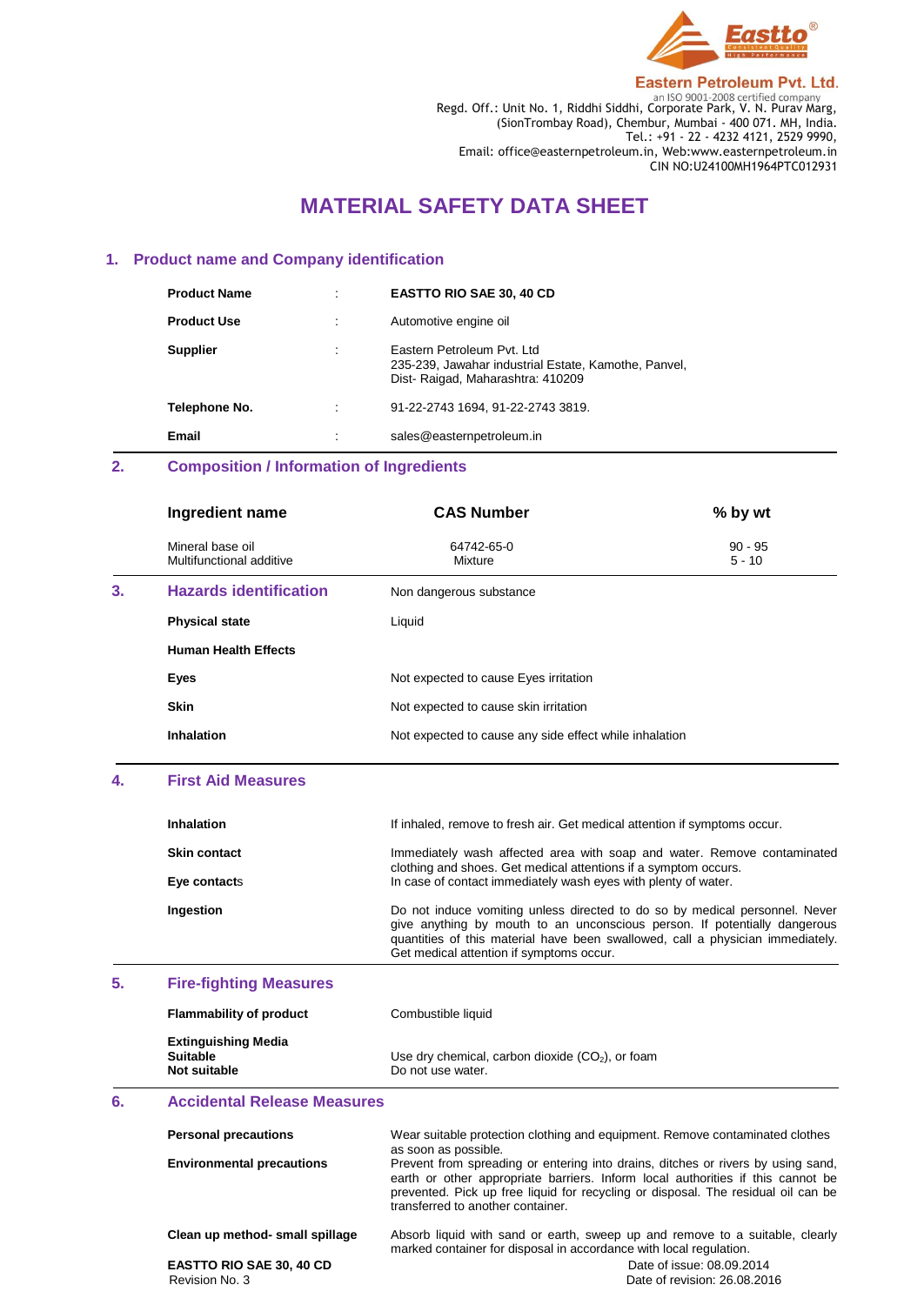Eastto®

**Eastern Petroleum Pvt. Ltd.**
an ISO 9001-2008 certified company
Regd. Off.: Unit No. 1, Riddhi Siddhi, Corporate Park, V. N. Purav Marg,
(SionTrombay Road), Chembur, Mumbai - 400 071. MH, India.
Tel.: +91 - 22 - 4232 4121, 2529 9990,
Email: office@easternpetroleum.in, Web:www.easternpetroleum.in
CIN NO:U24100MH1964PTC012931

# MATERIAL SAFETY DATA SHEET

## 1. Product name and Company identification

| | | |
|---|---|---|
| **Product Name** | : | **EASTTO RIO SAE 30, 40 CD** |
| **Product Use** | : | Automotive engine oil |
| **Supplier** | : | Eastern Petroleum Pvt. Ltd<br>235-239, Jawahar industrial Estate, Kamothe, Panvel,<br>Dist- Raigad, Maharashtra: 410209 |
| **Telephone No.** | : | 91-22-2743 1694, 91-22-2743 3819. |
| **Email** | : | sales@easternpetroleum.in |

## 2. Composition / Information of Ingredients

| Ingredient name | CAS Number | % by wt |
|---|---|---|
| Mineral base oil | 64742-65-0 | 90 - 95 |
| Multifunctional additive | Mixture | 5 - 10 |

## 3. Hazards identification

Non dangerous substance

| | |
|---|---|
| **Physical state** | Liquid |
| **Human Health Effects** | |
| **Eyes** | Not expected to cause Eyes irritation |
| **Skin** | Not expected to cause skin irritation |
| **Inhalation** | Not expected to cause any side effect while inhalation |

## 4. First Aid Measures

| | |
|---|---|
| **Inhalation** | If inhaled, remove to fresh air. Get medical attention if symptoms occur. |
| **Skin contact** | Immediately wash affected area with soap and water. Remove contaminated clothing and shoes. Get medical attentions if a symptom occurs. |
| **Eye contacts** | In case of contact immediately wash eyes with plenty of water. |
| **Ingestion** | Do not induce vomiting unless directed to do so by medical personnel. Never give anything by mouth to an unconscious person. If potentially dangerous quantities of this material have been swallowed, call a physician immediately. Get medical attention if symptoms occur. |

## 5. Fire-fighting Measures

| | |
|---|---|
| **Flammability of product** | Combustible liquid |
| **Extinguishing Media** | |
| **Suitable** | Use dry chemical, carbon dioxide ($CO_2$), or foam |
| **Not suitable** | Do not use water. |

## 6. Accidental Release Measures

| | |
|---|---|
| **Personal precautions** | Wear suitable protection clothing and equipment. Remove contaminated clothes as soon as possible. |
| **Environmental precautions** | Prevent from spreading or entering into drains, ditches or rivers by using sand, earth or other appropriate barriers. Inform local authorities if this cannot be prevented. Pick up free liquid for recycling or disposal. The residual oil can be transferred to another container. |
| **Clean up method- small spillage** | Absorb liquid with sand or earth, sweep up and remove to a suitable, clearly marked container for disposal in accordance with local regulation. |

**EASTTO RIO SAE 30, 40 CD**
Revision No. 3

Date of issue: 08.09.2014
Date of revision: 26.08.2016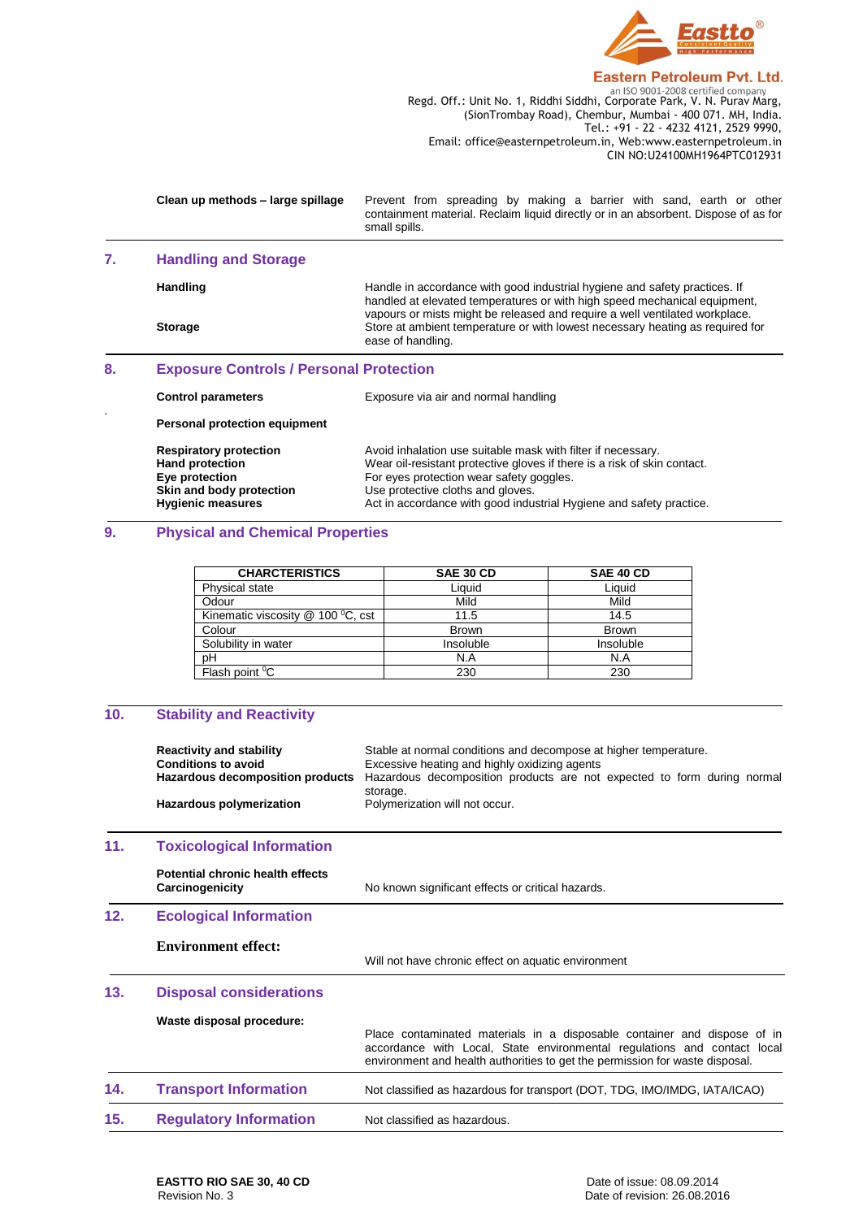| | |
|---|---|
| **Clean up methods – large spillage** | Prevent from spreading by making a barrier with sand, earth or other containment material. Reclaim liquid directly or in an absorbent. Dispose of as for small spills. |

## 7. Handling and Storage

| | |
|---|---|
| **Handling** | Handle in accordance with good industrial hygiene and safety practices. If handled at elevated temperatures or with high speed mechanical equipment, vapours or mists might be released and require a well ventilated workplace. |
| **Storage** | Store at ambient temperature or with lowest necessary heating as required for ease of handling. |

## 8. Exposure Controls / Personal Protection

| | |
|---|---|
| **Control parameters** | Exposure via air and normal handling |
| **Personal protection equipment** | |
| **Respiratory protection** | Avoid inhalation use suitable mask with filter if necessary. |
| **Hand protection** | Wear oil-resistant protective gloves if there is a risk of skin contact. |
| **Eye protection** | For eyes protection wear safety goggles. |
| **Skin and body protection** | Use protective cloths and gloves. |
| **Hygienic measures** | Act in accordance with good industrial Hygiene and safety practice. |

## 9. Physical and Chemical Properties

| CHARCTERISTICS | SAE 30 CD | SAE 40 CD |
|---|---|---|
| Physical state | Liquid | Liquid |
| Odour | Mild | Mild |
| Kinematic viscosity @ 100 $^0$C, cst | 11.5 | 14.5 |
| Colour | Brown | Brown |
| Solubility in water | Insoluble | Insoluble |
| pH | N.A | N.A |
| Flash point $^0$C | 230 | 230 |

## 10. Stability and Reactivity

| | |
|---|---|
| **Reactivity and stability** | Stable at normal conditions and decompose at higher temperature. |
| **Conditions to avoid** | Excessive heating and highly oxidizing agents |
| **Hazardous decomposition products** | Hazardous decomposition products are not expected to form during normal storage. |
| **Hazardous polymerization** | Polymerization will not occur. |

## 11. Toxicological Information

| | |
|---|---|
| **Potential chronic health effects Carcinogenicity** | No known significant effects or critical hazards. |

## 12. Ecological Information

| | |
|---|---|
| **Environment effect:** | Will not have chronic effect on aquatic environment |

## 13. Disposal considerations

| | |
|---|---|
| **Waste disposal procedure:** | Place contaminated materials in a disposable container and dispose of in accordance with Local, State environmental regulations and contact local environment and health authorities to get the permission for waste disposal. |

## 14. Transport Information

Not classified as hazardous for transport (DOT, TDG, IMO/IMDG, IATA/ICAO)

## 15. Regulatory Information

Not classified as hazardous.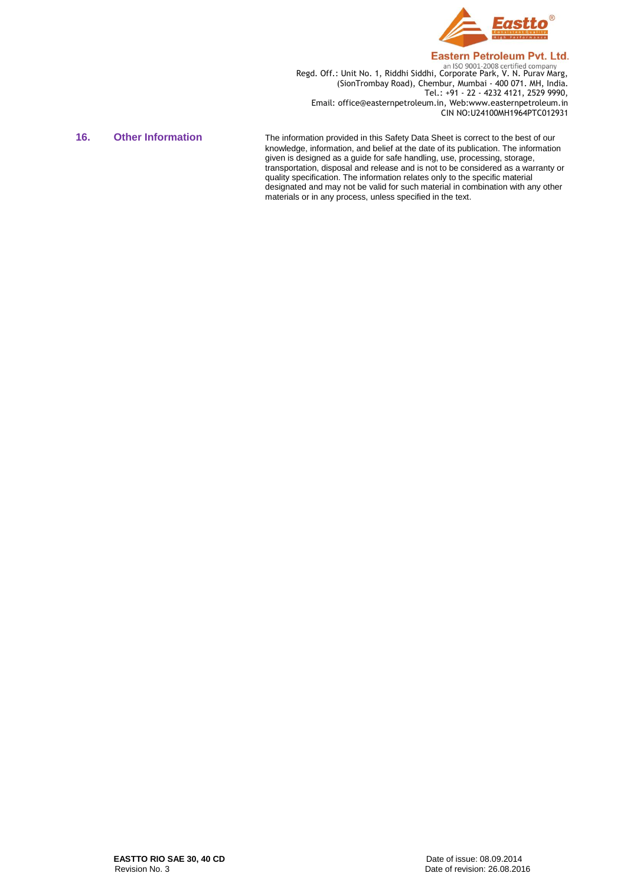## 16. Other Information

The information provided in this Safety Data Sheet is correct to the best of our knowledge, information, and belief at the date of its publication. The information given is designed as a guide for safe handling, use, processing, storage, transportation, disposal and release and is not to be considered as a warranty or quality specification. The information relates only to the specific material designated and may not be valid for such material in combination with any other materials or in any process, unless specified in the text.